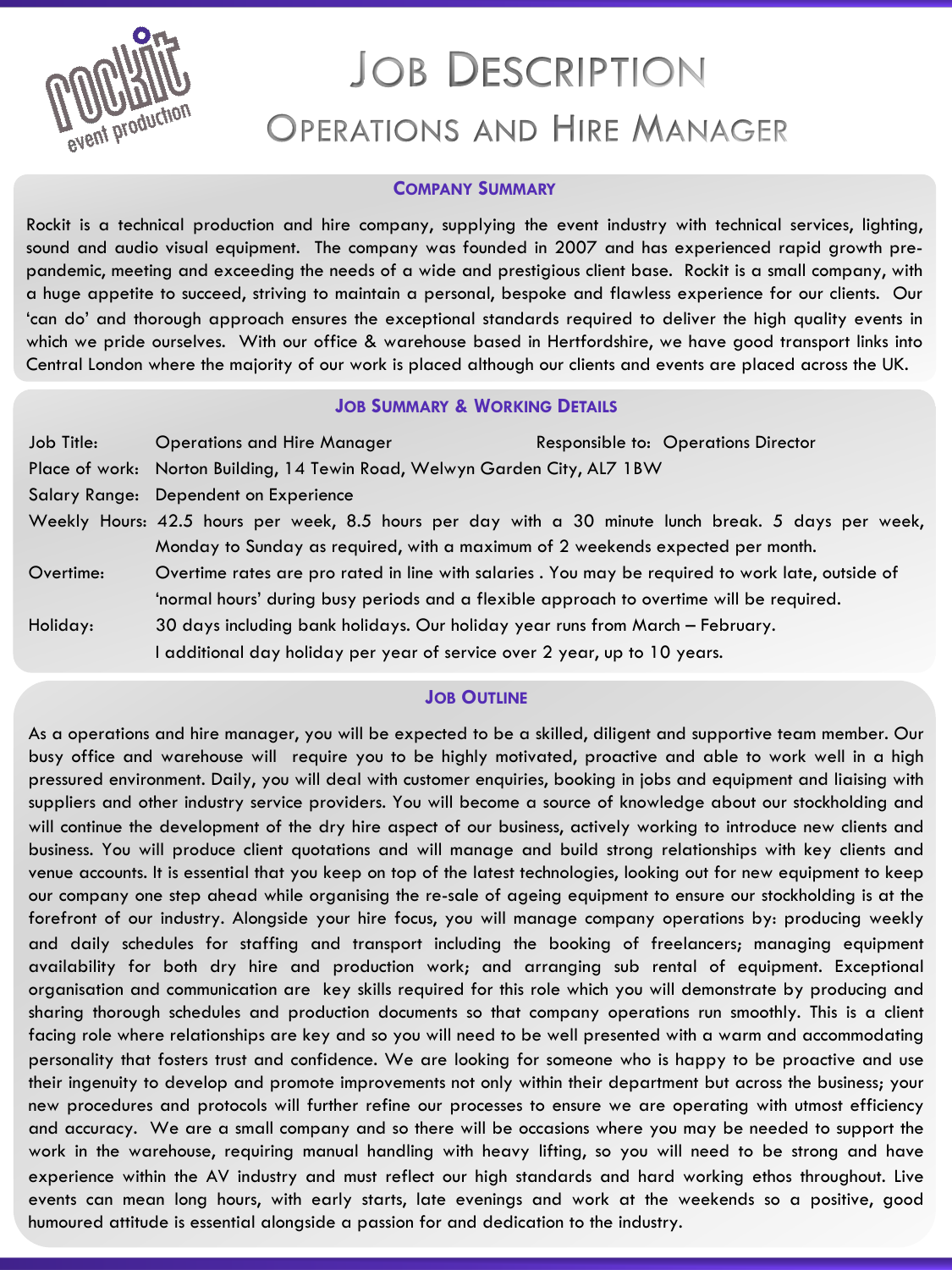# Job Description

## Operations and Hire Manager

### Company Summary

Rockit is a technical production and hire company, supplying the event industry with technical services, lighting, sound and audio visual equipment. The company was founded in 2007 and has experienced rapid growth pre-pandemic, meeting and exceeding the needs of a wide and prestigious client base. Rockit is a small company, with a huge appetite to succeed, striving to maintain a personal, bespoke and flawless experience for our clients. Our 'can do' and thorough approach ensures the exceptional standards required to deliver the high quality events in which we pride ourselves. With our office & warehouse based in Hertfordshire, we have good transport links into Central London where the majority of our work is placed although our clients and events are placed across the UK.

### Job Summary & Working Details

| | |
|---|---|
| Job Title: | Operations and Hire Manager &nbsp;&nbsp;&nbsp; Responsible to: Operations Director |
| Place of work: | Norton Building, 14 Tewin Road, Welwyn Garden City, AL7 1BW |
| Salary Range: | Dependent on Experience |
| Weekly Hours: | 42.5 hours per week, 8.5 hours per day with a 30 minute lunch break. 5 days per week, Monday to Sunday as required, with a maximum of 2 weekends expected per month. |
| Overtime: | Overtime rates are pro rated in line with salaries . You may be required to work late, outside of 'normal hours' during busy periods and a flexible approach to overtime will be required. |
| Holiday: | 30 days including bank holidays. Our holiday year runs from March – February. I additional day holiday per year of service over 2 year, up to 10 years. |

### Job Outline

As a operations and hire manager, you will be expected to be a skilled, diligent and supportive team member. Our busy office and warehouse will require you to be highly motivated, proactive and able to work well in a high pressured environment. Daily, you will deal with customer enquiries, booking in jobs and equipment and liaising with suppliers and other industry service providers. You will become a source of knowledge about our stockholding and will continue the development of the dry hire aspect of our business, actively working to introduce new clients and business. You will produce client quotations and will manage and build strong relationships with key clients and venue accounts. It is essential that you keep on top of the latest technologies, looking out for new equipment to keep our company one step ahead while organising the re-sale of ageing equipment to ensure our stockholding is at the forefront of our industry. Alongside your hire focus, you will manage company operations by: producing weekly and daily schedules for staffing and transport including the booking of freelancers; managing equipment availability for both dry hire and production work; and arranging sub rental of equipment. Exceptional organisation and communication are key skills required for this role which you will demonstrate by producing and sharing thorough schedules and production documents so that company operations run smoothly. This is a client facing role where relationships are key and so you will need to be well presented with a warm and accommodating personality that fosters trust and confidence. We are looking for someone who is happy to be proactive and use their ingenuity to develop and promote improvements not only within their department but across the business; your new procedures and protocols will further refine our processes to ensure we are operating with utmost efficiency and accuracy. We are a small company and so there will be occasions where you may be needed to support the work in the warehouse, requiring manual handling with heavy lifting, so you will need to be strong and have experience within the AV industry and must reflect our high standards and hard working ethos throughout. Live events can mean long hours, with early starts, late evenings and work at the weekends so a positive, good humoured attitude is essential alongside a passion for and dedication to the industry.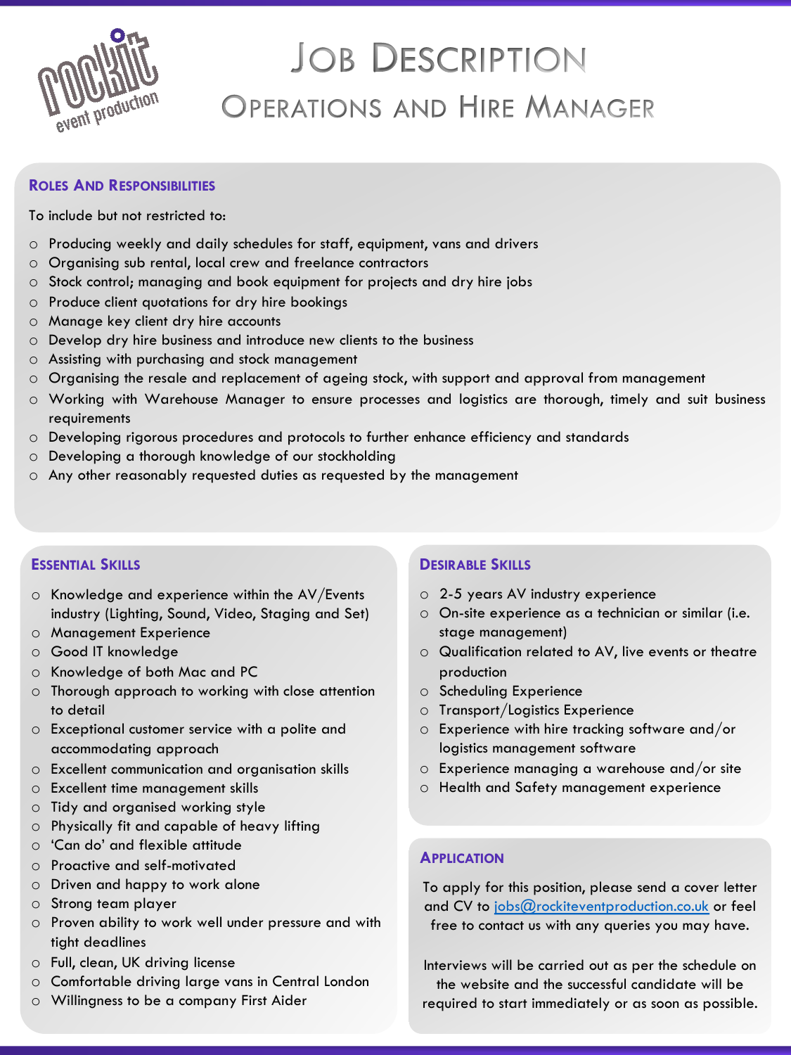# Job Description

## Operations and Hire Manager

### Roles And Responsibilities

To include but not restricted to:

- Producing weekly and daily schedules for staff, equipment, vans and drivers
- Organising sub rental, local crew and freelance contractors
- Stock control; managing and book equipment for projects and dry hire jobs
- Produce client quotations for dry hire bookings
- Manage key client dry hire accounts
- Develop dry hire business and introduce new clients to the business
- Assisting with purchasing and stock management
- Organising the resale and replacement of ageing stock, with support and approval from management
- Working with Warehouse Manager to ensure processes and logistics are thorough, timely and suit business requirements
- Developing rigorous procedures and protocols to further enhance efficiency and standards
- Developing a thorough knowledge of our stockholding
- Any other reasonably requested duties as requested by the management

### Essential Skills

- Knowledge and experience within the AV/Events industry (Lighting, Sound, Video, Staging and Set)
- Management Experience
- Good IT knowledge
- Knowledge of both Mac and PC
- Thorough approach to working with close attention to detail
- Exceptional customer service with a polite and accommodating approach
- Excellent communication and organisation skills
- Excellent time management skills
- Tidy and organised working style
- Physically fit and capable of heavy lifting
- 'Can do' and flexible attitude
- Proactive and self-motivated
- Driven and happy to work alone
- Strong team player
- Proven ability to work well under pressure and with tight deadlines
- Full, clean, UK driving license
- Comfortable driving large vans in Central London
- Willingness to be a company First Aider

### Desirable Skills

- 2-5 years AV industry experience
- On-site experience as a technician or similar (i.e. stage management)
- Qualification related to AV, live events or theatre production
- Scheduling Experience
- Transport/Logistics Experience
- Experience with hire tracking software and/or logistics management software
- Experience managing a warehouse and/or site
- Health and Safety management experience

### Application

To apply for this position, please send a cover letter and CV to jobs@rockiteventproduction.co.uk or feel free to contact us with any queries you may have.

Interviews will be carried out as per the schedule on the website and the successful candidate will be required to start immediately or as soon as possible.